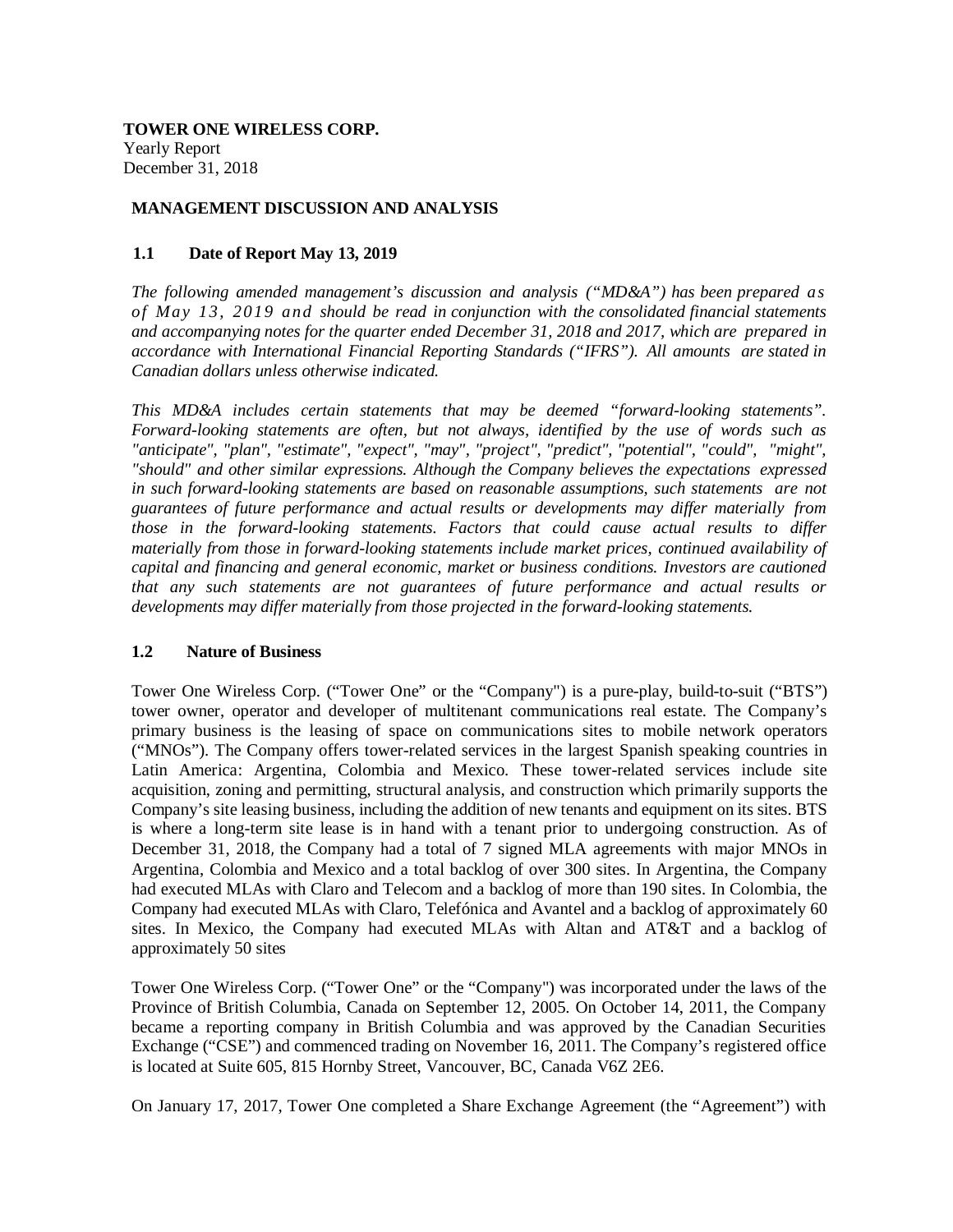**TOWER ONE WIRELESS CORP.**
Yearly Report
December 31, 2018

## MANAGEMENT DISCUSSION AND ANALYSIS

### 1.1 Date of Report May 13, 2019

*The following amended management's discussion and analysis ("MD&A") has been prepared as of May 13, 2019 and should be read in conjunction with the consolidated financial statements and accompanying notes for the quarter ended December 31, 2018 and 2017, which are prepared in accordance with International Financial Reporting Standards ("IFRS"). All amounts are stated in Canadian dollars unless otherwise indicated.*

*This MD&A includes certain statements that may be deemed "forward-looking statements". Forward-looking statements are often, but not always, identified by the use of words such as "anticipate", "plan", "estimate", "expect", "may", "project", "predict", "potential", "could", "might", "should" and other similar expressions. Although the Company believes the expectations expressed in such forward-looking statements are based on reasonable assumptions, such statements are not guarantees of future performance and actual results or developments may differ materially from those in the forward-looking statements. Factors that could cause actual results to differ materially from those in forward-looking statements include market prices, continued availability of capital and financing and general economic, market or business conditions. Investors are cautioned that any such statements are not guarantees of future performance and actual results or developments may differ materially from those projected in the forward-looking statements.*

### 1.2 Nature of Business

Tower One Wireless Corp. ("Tower One" or the "Company") is a pure-play, build-to-suit ("BTS") tower owner, operator and developer of multitenant communications real estate. The Company's primary business is the leasing of space on communications sites to mobile network operators ("MNOs"). The Company offers tower-related services in the largest Spanish speaking countries in Latin America: Argentina, Colombia and Mexico. These tower-related services include site acquisition, zoning and permitting, structural analysis, and construction which primarily supports the Company's site leasing business, including the addition of new tenants and equipment on its sites. BTS is where a long-term site lease is in hand with a tenant prior to undergoing construction. As of December 31, 2018, the Company had a total of 7 signed MLA agreements with major MNOs in Argentina, Colombia and Mexico and a total backlog of over 300 sites. In Argentina, the Company had executed MLAs with Claro and Telecom and a backlog of more than 190 sites. In Colombia, the Company had executed MLAs with Claro, Telefónica and Avantel and a backlog of approximately 60 sites. In Mexico, the Company had executed MLAs with Altan and AT&T and a backlog of approximately 50 sites

Tower One Wireless Corp. ("Tower One" or the "Company") was incorporated under the laws of the Province of British Columbia, Canada on September 12, 2005. On October 14, 2011, the Company became a reporting company in British Columbia and was approved by the Canadian Securities Exchange ("CSE") and commenced trading on November 16, 2011. The Company's registered office is located at Suite 605, 815 Hornby Street, Vancouver, BC, Canada V6Z 2E6.

On January 17, 2017, Tower One completed a Share Exchange Agreement (the "Agreement") with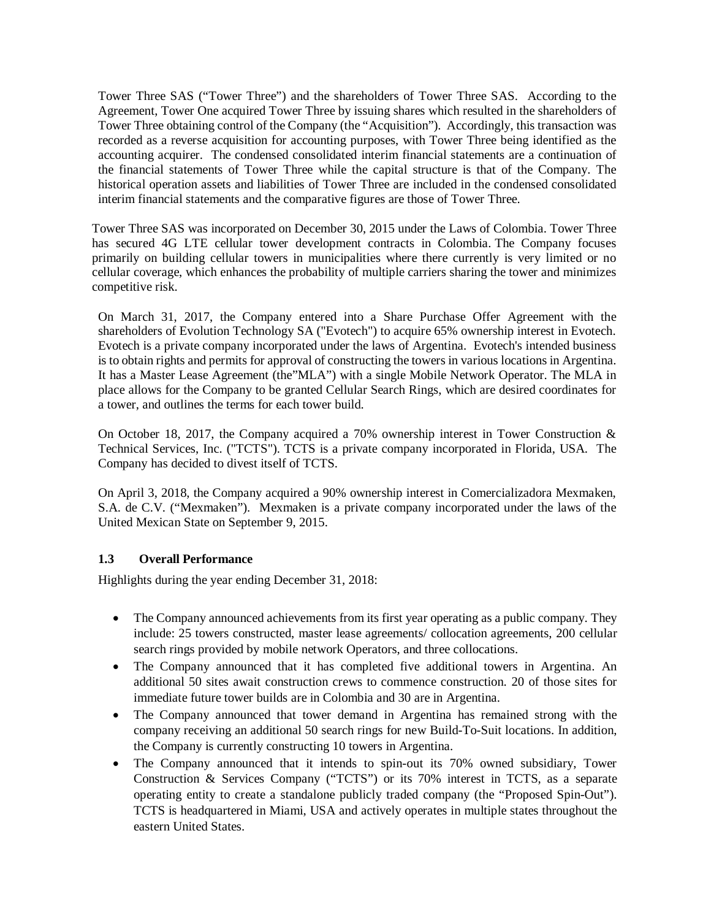Tower Three SAS ("Tower Three") and the shareholders of Tower Three SAS. According to the Agreement, Tower One acquired Tower Three by issuing shares which resulted in the shareholders of Tower Three obtaining control of the Company (the "Acquisition"). Accordingly, this transaction was recorded as a reverse acquisition for accounting purposes, with Tower Three being identified as the accounting acquirer. The condensed consolidated interim financial statements are a continuation of the financial statements of Tower Three while the capital structure is that of the Company. The historical operation assets and liabilities of Tower Three are included in the condensed consolidated interim financial statements and the comparative figures are those of Tower Three.

Tower Three SAS was incorporated on December 30, 2015 under the Laws of Colombia. Tower Three has secured 4G LTE cellular tower development contracts in Colombia. The Company focuses primarily on building cellular towers in municipalities where there currently is very limited or no cellular coverage, which enhances the probability of multiple carriers sharing the tower and minimizes competitive risk.

On March 31, 2017, the Company entered into a Share Purchase Offer Agreement with the shareholders of Evolution Technology SA ("Evotech") to acquire 65% ownership interest in Evotech. Evotech is a private company incorporated under the laws of Argentina. Evotech's intended business is to obtain rights and permits for approval of constructing the towers in various locations in Argentina. It has a Master Lease Agreement (the"MLA") with a single Mobile Network Operator. The MLA in place allows for the Company to be granted Cellular Search Rings, which are desired coordinates for a tower, and outlines the terms for each tower build.

On October 18, 2017, the Company acquired a 70% ownership interest in Tower Construction & Technical Services, Inc. ("TCTS"). TCTS is a private company incorporated in Florida, USA. The Company has decided to divest itself of TCTS.

On April 3, 2018, the Company acquired a 90% ownership interest in Comercializadora Mexmaken, S.A. de C.V. ("Mexmaken"). Mexmaken is a private company incorporated under the laws of the United Mexican State on September 9, 2015.

### 1.3 Overall Performance

Highlights during the year ending December 31, 2018:

- The Company announced achievements from its first year operating as a public company. They include: 25 towers constructed, master lease agreements/ collocation agreements, 200 cellular search rings provided by mobile network Operators, and three collocations.
- The Company announced that it has completed five additional towers in Argentina. An additional 50 sites await construction crews to commence construction. 20 of those sites for immediate future tower builds are in Colombia and 30 are in Argentina.
- The Company announced that tower demand in Argentina has remained strong with the company receiving an additional 50 search rings for new Build-To-Suit locations. In addition, the Company is currently constructing 10 towers in Argentina.
- The Company announced that it intends to spin-out its 70% owned subsidiary, Tower Construction & Services Company ("TCTS") or its 70% interest in TCTS, as a separate operating entity to create a standalone publicly traded company (the "Proposed Spin-Out"). TCTS is headquartered in Miami, USA and actively operates in multiple states throughout the eastern United States.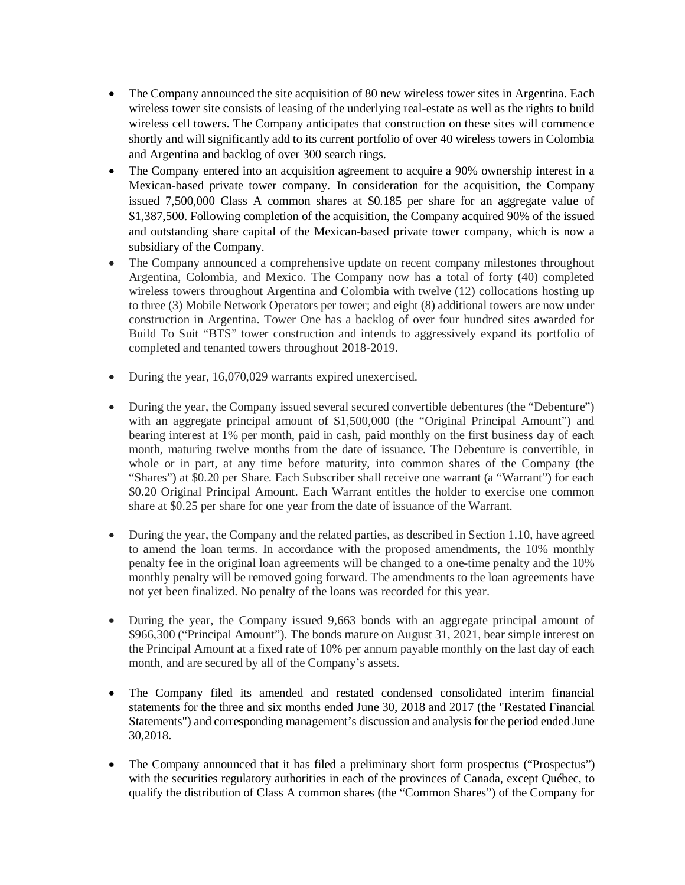- The Company announced the site acquisition of 80 new wireless tower sites in Argentina. Each wireless tower site consists of leasing of the underlying real-estate as well as the rights to build wireless cell towers. The Company anticipates that construction on these sites will commence shortly and will significantly add to its current portfolio of over 40 wireless towers in Colombia and Argentina and backlog of over 300 search rings.
- The Company entered into an acquisition agreement to acquire a 90% ownership interest in a Mexican-based private tower company. In consideration for the acquisition, the Company issued 7,500,000 Class A common shares at $0.185 per share for an aggregate value of $1,387,500. Following completion of the acquisition, the Company acquired 90% of the issued and outstanding share capital of the Mexican-based private tower company, which is now a subsidiary of the Company.
- The Company announced a comprehensive update on recent company milestones throughout Argentina, Colombia, and Mexico. The Company now has a total of forty (40) completed wireless towers throughout Argentina and Colombia with twelve (12) collocations hosting up to three (3) Mobile Network Operators per tower; and eight (8) additional towers are now under construction in Argentina. Tower One has a backlog of over four hundred sites awarded for Build To Suit "BTS" tower construction and intends to aggressively expand its portfolio of completed and tenanted towers throughout 2018-2019.
- During the year, 16,070,029 warrants expired unexercised.
- During the year, the Company issued several secured convertible debentures (the "Debenture") with an aggregate principal amount of $1,500,000 (the "Original Principal Amount") and bearing interest at 1% per month, paid in cash, paid monthly on the first business day of each month, maturing twelve months from the date of issuance. The Debenture is convertible, in whole or in part, at any time before maturity, into common shares of the Company (the "Shares") at $0.20 per Share. Each Subscriber shall receive one warrant (a "Warrant") for each $0.20 Original Principal Amount. Each Warrant entitles the holder to exercise one common share at $0.25 per share for one year from the date of issuance of the Warrant.
- During the year, the Company and the related parties, as described in Section 1.10, have agreed to amend the loan terms. In accordance with the proposed amendments, the 10% monthly penalty fee in the original loan agreements will be changed to a one-time penalty and the 10% monthly penalty will be removed going forward. The amendments to the loan agreements have not yet been finalized. No penalty of the loans was recorded for this year.
- During the year, the Company issued 9,663 bonds with an aggregate principal amount of $966,300 ("Principal Amount"). The bonds mature on August 31, 2021, bear simple interest on the Principal Amount at a fixed rate of 10% per annum payable monthly on the last day of each month, and are secured by all of the Company's assets.
- The Company filed its amended and restated condensed consolidated interim financial statements for the three and six months ended June 30, 2018 and 2017 (the "Restated Financial Statements") and corresponding management's discussion and analysis for the period ended June 30,2018.
- The Company announced that it has filed a preliminary short form prospectus ("Prospectus") with the securities regulatory authorities in each of the provinces of Canada, except Québec, to qualify the distribution of Class A common shares (the "Common Shares") of the Company for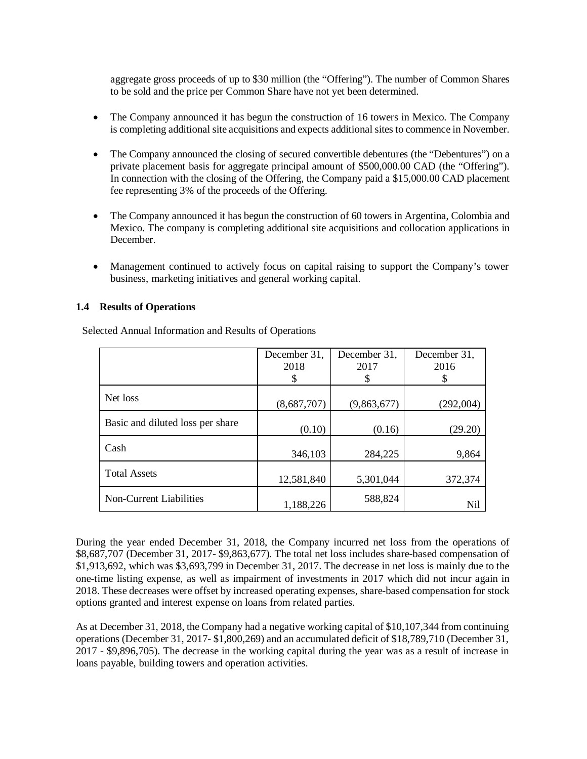aggregate gross proceeds of up to $30 million (the "Offering"). The number of Common Shares to be sold and the price per Common Share have not yet been determined.

- The Company announced it has begun the construction of 16 towers in Mexico. The Company is completing additional site acquisitions and expects additional sites to commence in November.
- The Company announced the closing of secured convertible debentures (the "Debentures") on a private placement basis for aggregate principal amount of $500,000.00 CAD (the "Offering"). In connection with the closing of the Offering, the Company paid a $15,000.00 CAD placement fee representing 3% of the proceeds of the Offering.
- The Company announced it has begun the construction of 60 towers in Argentina, Colombia and Mexico. The company is completing additional site acquisitions and collocation applications in December.
- Management continued to actively focus on capital raising to support the Company's tower business, marketing initiatives and general working capital.

### 1.4 Results of Operations

Selected Annual Information and Results of Operations

| | December 31, 2018 $ | December 31, 2017 $ | December 31, 2016 $ |
|---|---|---|---|
| Net loss | (8,687,707) | (9,863,677) | (292,004) |
| Basic and diluted loss per share | (0.10) | (0.16) | (29.20) |
| Cash | 346,103 | 284,225 | 9,864 |
| Total Assets | 12,581,840 | 5,301,044 | 372,374 |
| Non-Current Liabilities | 1,188,226 | 588,824 | Nil |

During the year ended December 31, 2018, the Company incurred net loss from the operations of $8,687,707 (December 31, 2017- $9,863,677). The total net loss includes share-based compensation of $1,913,692, which was $3,693,799 in December 31, 2017. The decrease in net loss is mainly due to the one-time listing expense, as well as impairment of investments in 2017 which did not incur again in 2018. These decreases were offset by increased operating expenses, share-based compensation for stock options granted and interest expense on loans from related parties.

As at December 31, 2018, the Company had a negative working capital of $10,107,344 from continuing operations (December 31, 2017- $1,800,269) and an accumulated deficit of $18,789,710 (December 31, 2017 - $9,896,705). The decrease in the working capital during the year was as a result of increase in loans payable, building towers and operation activities.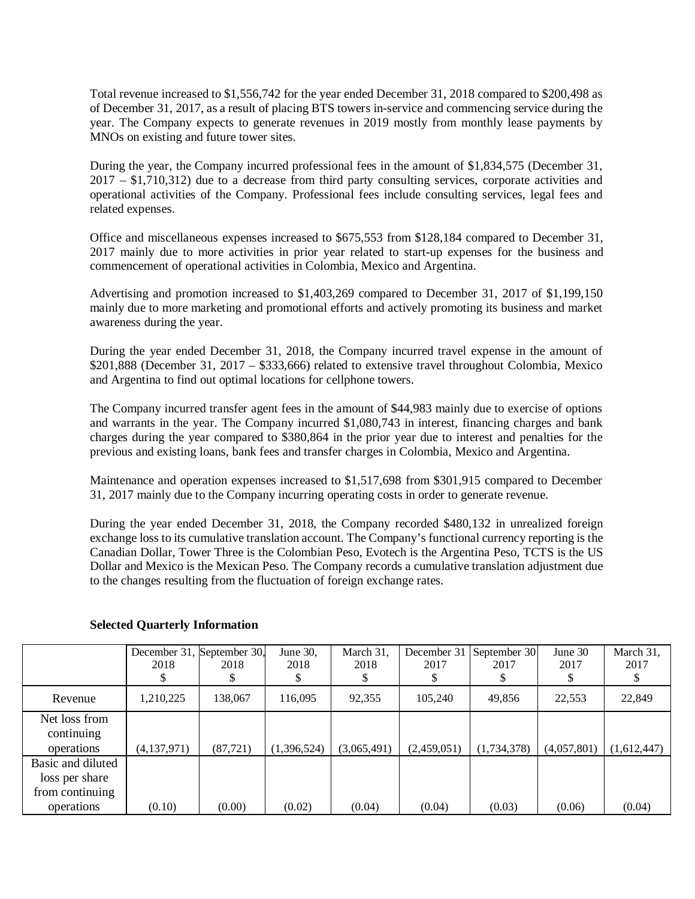Total revenue increased to $1,556,742 for the year ended December 31, 2018 compared to $200,498 as of December 31, 2017, as a result of placing BTS towers in-service and commencing service during the year. The Company expects to generate revenues in 2019 mostly from monthly lease payments by MNOs on existing and future tower sites.

During the year, the Company incurred professional fees in the amount of $1,834,575 (December 31, 2017 – $1,710,312) due to a decrease from third party consulting services, corporate activities and operational activities of the Company. Professional fees include consulting services, legal fees and related expenses.

Office and miscellaneous expenses increased to $675,553 from $128,184 compared to December 31, 2017 mainly due to more activities in prior year related to start-up expenses for the business and commencement of operational activities in Colombia, Mexico and Argentina.

Advertising and promotion increased to $1,403,269 compared to December 31, 2017 of $1,199,150 mainly due to more marketing and promotional efforts and actively promoting its business and market awareness during the year.

During the year ended December 31, 2018, the Company incurred travel expense in the amount of $201,888 (December 31, 2017 – $333,666) related to extensive travel throughout Colombia, Mexico and Argentina to find out optimal locations for cellphone towers.

The Company incurred transfer agent fees in the amount of $44,983 mainly due to exercise of options and warrants in the year. The Company incurred $1,080,743 in interest, financing charges and bank charges during the year compared to $380,864 in the prior year due to interest and penalties for the previous and existing loans, bank fees and transfer charges in Colombia, Mexico and Argentina.

Maintenance and operation expenses increased to $1,517,698 from $301,915 compared to December 31, 2017 mainly due to the Company incurring operating costs in order to generate revenue.

During the year ended December 31, 2018, the Company recorded $480,132 in unrealized foreign exchange loss to its cumulative translation account. The Company's functional currency reporting is the Canadian Dollar, Tower Three is the Colombian Peso, Evotech is the Argentina Peso, TCTS is the US Dollar and Mexico is the Mexican Peso. The Company records a cumulative translation adjustment due to the changes resulting from the fluctuation of foreign exchange rates.

**Selected Quarterly Information**

| | December 31, 2018 $ | September 30, 2018 $ | June 30, 2018 $ | March 31, 2018 $ | December 31 2017 $ | September 30 2017 $ | June 30 2017 $ | March 31, 2017 $ |
|---|---|---|---|---|---|---|---|---|
| Revenue | 1,210,225 | 138,067 | 116,095 | 92,355 | 105,240 | 49,856 | 22,553 | 22,849 |
| Net loss from continuing operations | (4,137,971) | (87,721) | (1,396,524) | (3,065,491) | (2,459,051) | (1,734,378) | (4,057,801) | (1,612,447) |
| Basic and diluted loss per share from continuing operations | (0.10) | (0.00) | (0.02) | (0.04) | (0.04) | (0.03) | (0.06) | (0.04) |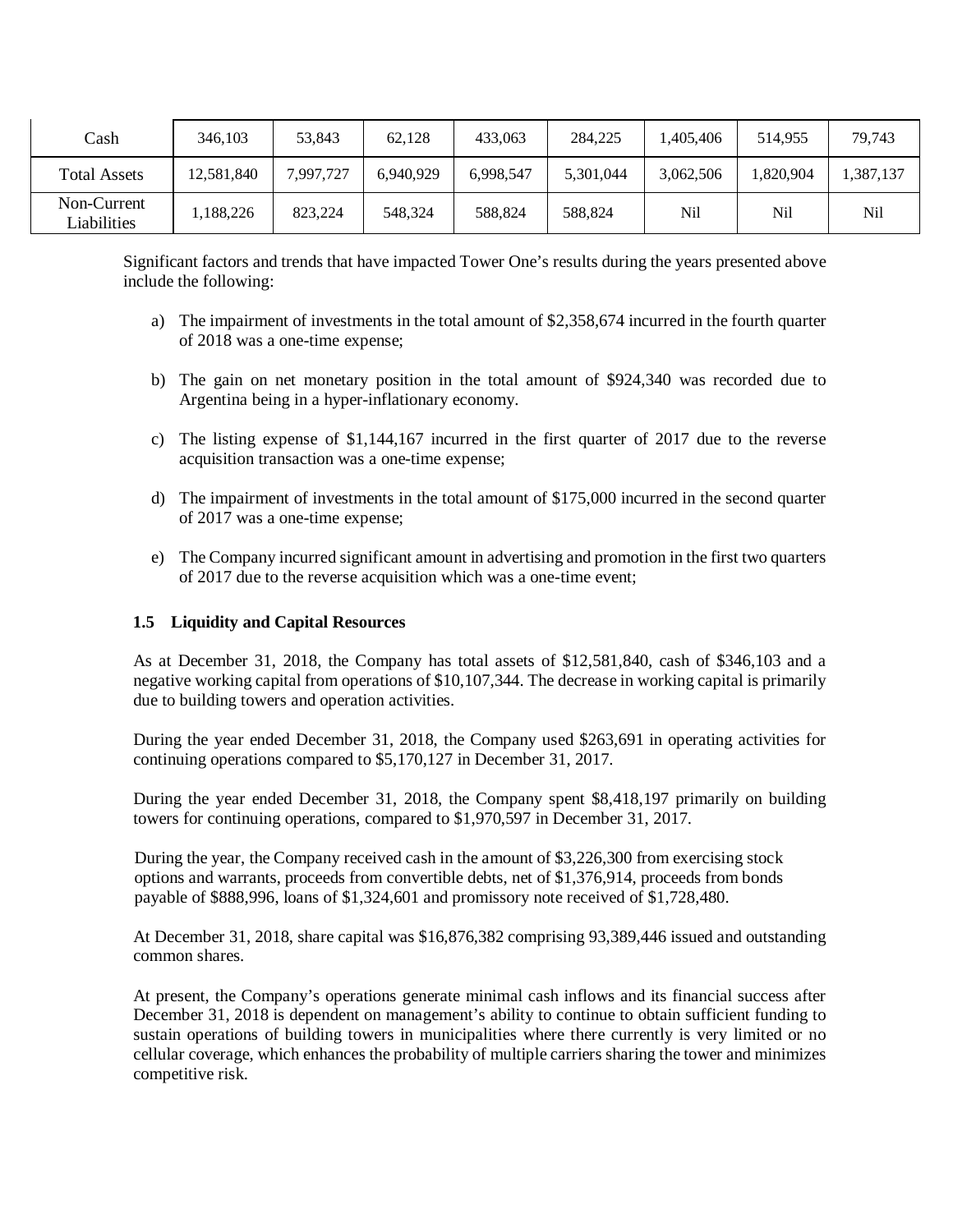| Cash | 346,103 | 53,843 | 62,128 | 433,063 | 284,225 | 1,405,406 | 514,955 | 79,743 |
|---|---|---|---|---|---|---|---|---|
| Total Assets | 12,581,840 | 7,997,727 | 6,940,929 | 6,998,547 | 5,301,044 | 3,062,506 | 1,820,904 | 1,387,137 |
| Non-Current Liabilities | 1,188,226 | 823,224 | 548,324 | 588,824 | 588,824 | Nil | Nil | Nil |

Significant factors and trends that have impacted Tower One's results during the years presented above include the following:

a) The impairment of investments in the total amount of $2,358,674 incurred in the fourth quarter of 2018 was a one-time expense;

b) The gain on net monetary position in the total amount of $924,340 was recorded due to Argentina being in a hyper-inflationary economy.

c) The listing expense of $1,144,167 incurred in the first quarter of 2017 due to the reverse acquisition transaction was a one-time expense;

d) The impairment of investments in the total amount of $175,000 incurred in the second quarter of 2017 was a one-time expense;

e) The Company incurred significant amount in advertising and promotion in the first two quarters of 2017 due to the reverse acquisition which was a one-time event;

### 1.5 Liquidity and Capital Resources

As at December 31, 2018, the Company has total assets of $12,581,840, cash of $346,103 and a negative working capital from operations of $10,107,344. The decrease in working capital is primarily due to building towers and operation activities.

During the year ended December 31, 2018, the Company used $263,691 in operating activities for continuing operations compared to $5,170,127 in December 31, 2017.

During the year ended December 31, 2018, the Company spent $8,418,197 primarily on building towers for continuing operations, compared to $1,970,597 in December 31, 2017.

During the year, the Company received cash in the amount of $3,226,300 from exercising stock options and warrants, proceeds from convertible debts, net of $1,376,914, proceeds from bonds payable of $888,996, loans of $1,324,601 and promissory note received of $1,728,480.

At December 31, 2018, share capital was $16,876,382 comprising 93,389,446 issued and outstanding common shares.

At present, the Company's operations generate minimal cash inflows and its financial success after December 31, 2018 is dependent on management's ability to continue to obtain sufficient funding to sustain operations of building towers in municipalities where there currently is very limited or no cellular coverage, which enhances the probability of multiple carriers sharing the tower and minimizes competitive risk.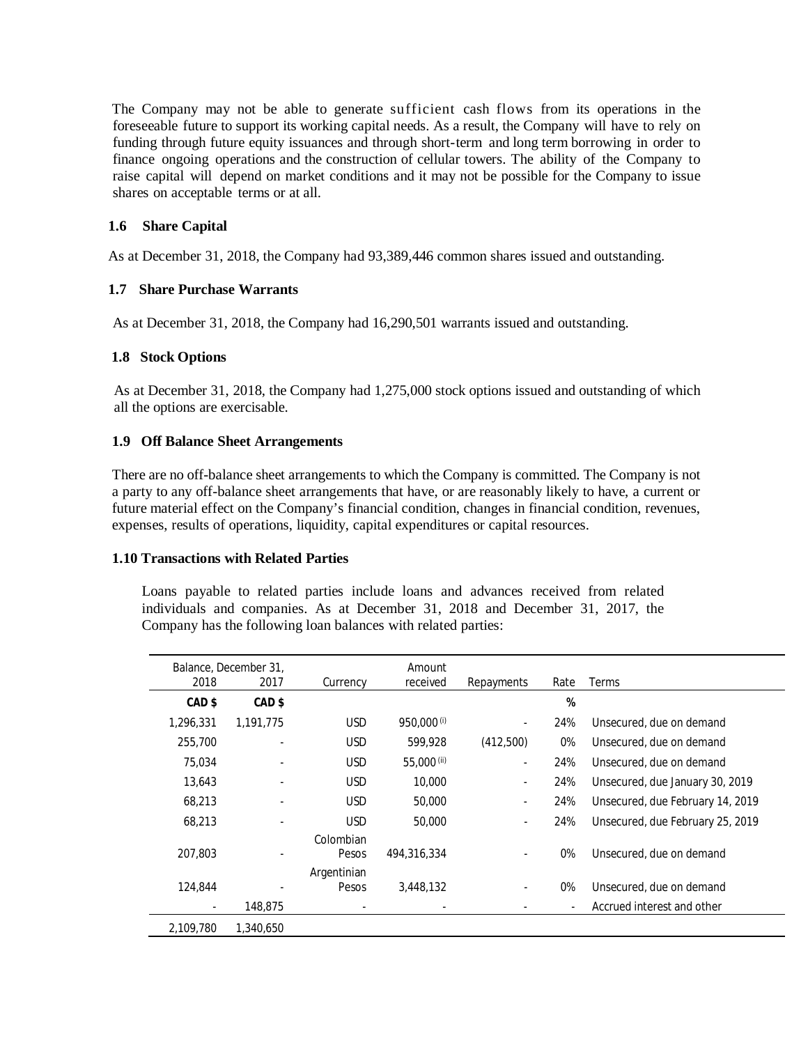The Company may not be able to generate sufficient cash flows from its operations in the foreseeable future to support its working capital needs. As a result, the Company will have to rely on funding through future equity issuances and through short-term and long term borrowing in order to finance ongoing operations and the construction of cellular towers. The ability of the Company to raise capital will depend on market conditions and it may not be possible for the Company to issue shares on acceptable terms or at all.

### 1.6 Share Capital

As at December 31, 2018, the Company had 93,389,446 common shares issued and outstanding.

### 1.7 Share Purchase Warrants

As at December 31, 2018, the Company had 16,290,501 warrants issued and outstanding.

### 1.8 Stock Options

As at December 31, 2018, the Company had 1,275,000 stock options issued and outstanding of which all the options are exercisable.

### 1.9 Off Balance Sheet Arrangements

There are no off-balance sheet arrangements to which the Company is committed. The Company is not a party to any off-balance sheet arrangements that have, or are reasonably likely to have, a current or future material effect on the Company's financial condition, changes in financial condition, revenues, expenses, results of operations, liquidity, capital expenditures or capital resources.

### 1.10 Transactions with Related Parties

Loans payable to related parties include loans and advances received from related individuals and companies. As at December 31, 2018 and December 31, 2017, the Company has the following loan balances with related parties:

| Balance, December 31, 2018 | 2017 | Currency | Amount received | Repayments | Rate | Terms |
|---|---|---|---|---|---|---|
| **CAD $** | **CAD $** | | | | **%** | |
| 1,296,331 | 1,191,775 | USD | 950,000 (i) | - | 24% | Unsecured, due on demand |
| 255,700 | - | USD | 599,928 | (412,500) | 0% | Unsecured, due on demand |
| 75,034 | - | USD | 55,000 (ii) | - | 24% | Unsecured, due on demand |
| 13,643 | - | USD | 10,000 | - | 24% | Unsecured, due January 30, 2019 |
| 68,213 | - | USD | 50,000 | - | 24% | Unsecured, due February 14, 2019 |
| 68,213 | - | USD | 50,000 | - | 24% | Unsecured, due February 25, 2019 |
| 207,803 | - | Colombian Pesos | 494,316,334 | - | 0% | Unsecured, due on demand |
| 124,844 | - | Argentinian Pesos | 3,448,132 | - | 0% | Unsecured, due on demand |
| - | 148,875 | - | - | - | - | Accrued interest and other |
| 2,109,780 | 1,340,650 | | | | | |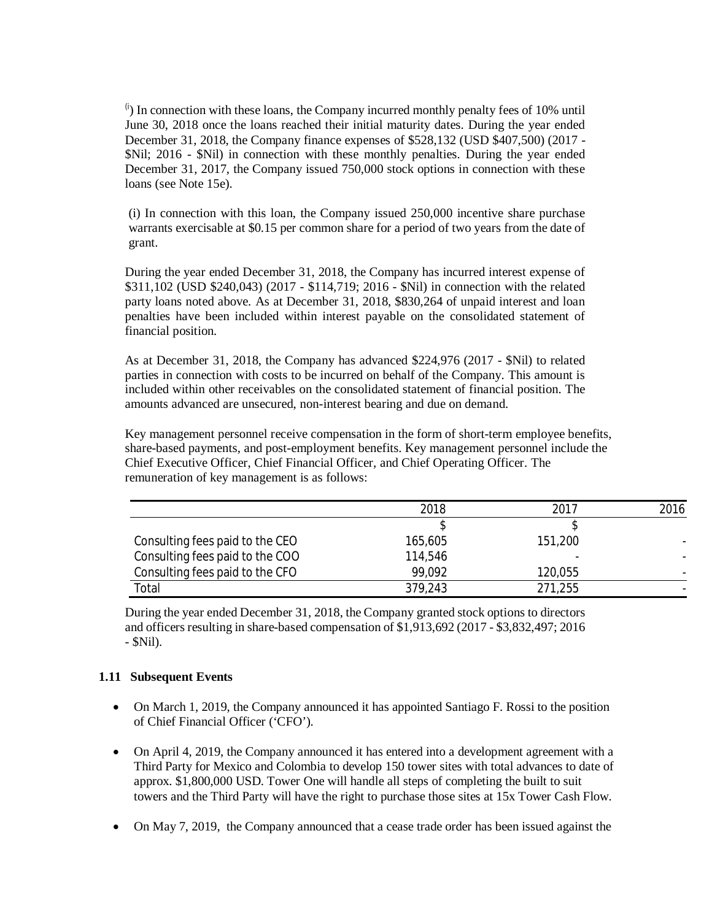(ii) In connection with these loans, the Company incurred monthly penalty fees of 10% until June 30, 2018 once the loans reached their initial maturity dates. During the year ended December 31, 2018, the Company finance expenses of $528,132 (USD $407,500) (2017 - $Nil; 2016 - $Nil) in connection with these monthly penalties. During the year ended December 31, 2017, the Company issued 750,000 stock options in connection with these loans (see Note 15e).

(i) In connection with this loan, the Company issued 250,000 incentive share purchase warrants exercisable at $0.15 per common share for a period of two years from the date of grant.

During the year ended December 31, 2018, the Company has incurred interest expense of $311,102 (USD $240,043) (2017 - $114,719; 2016 - $Nil) in connection with the related party loans noted above. As at December 31, 2018, $830,264 of unpaid interest and loan penalties have been included within interest payable on the consolidated statement of financial position.

As at December 31, 2018, the Company has advanced $224,976 (2017 - $Nil) to related parties in connection with costs to be incurred on behalf of the Company. This amount is included within other receivables on the consolidated statement of financial position. The amounts advanced are unsecured, non-interest bearing and due on demand.

Key management personnel receive compensation in the form of short-term employee benefits, share-based payments, and post-employment benefits. Key management personnel include the Chief Executive Officer, Chief Financial Officer, and Chief Operating Officer. The remuneration of key management is as follows:

| | 2018 | 2017 | 2016 |
|---|---|---|---|
| | $ | $ | |
| Consulting fees paid to the CEO | 165,605 | 151,200 | - |
| Consulting fees paid to the COO | 114,546 | - | - |
| Consulting fees paid to the CFO | 99,092 | 120,055 | - |
| Total | 379,243 | 271,255 | - |

During the year ended December 31, 2018, the Company granted stock options to directors and officers resulting in share-based compensation of $1,913,692 (2017 - $3,832,497; 2016 - $Nil).

## 1.11 Subsequent Events

- On March 1, 2019, the Company announced it has appointed Santiago F. Rossi to the position of Chief Financial Officer ('CFO').
- On April 4, 2019, the Company announced it has entered into a development agreement with a Third Party for Mexico and Colombia to develop 150 tower sites with total advances to date of approx. $1,800,000 USD. Tower One will handle all steps of completing the built to suit towers and the Third Party will have the right to purchase those sites at 15x Tower Cash Flow.
- On May 7, 2019, the Company announced that a cease trade order has been issued against the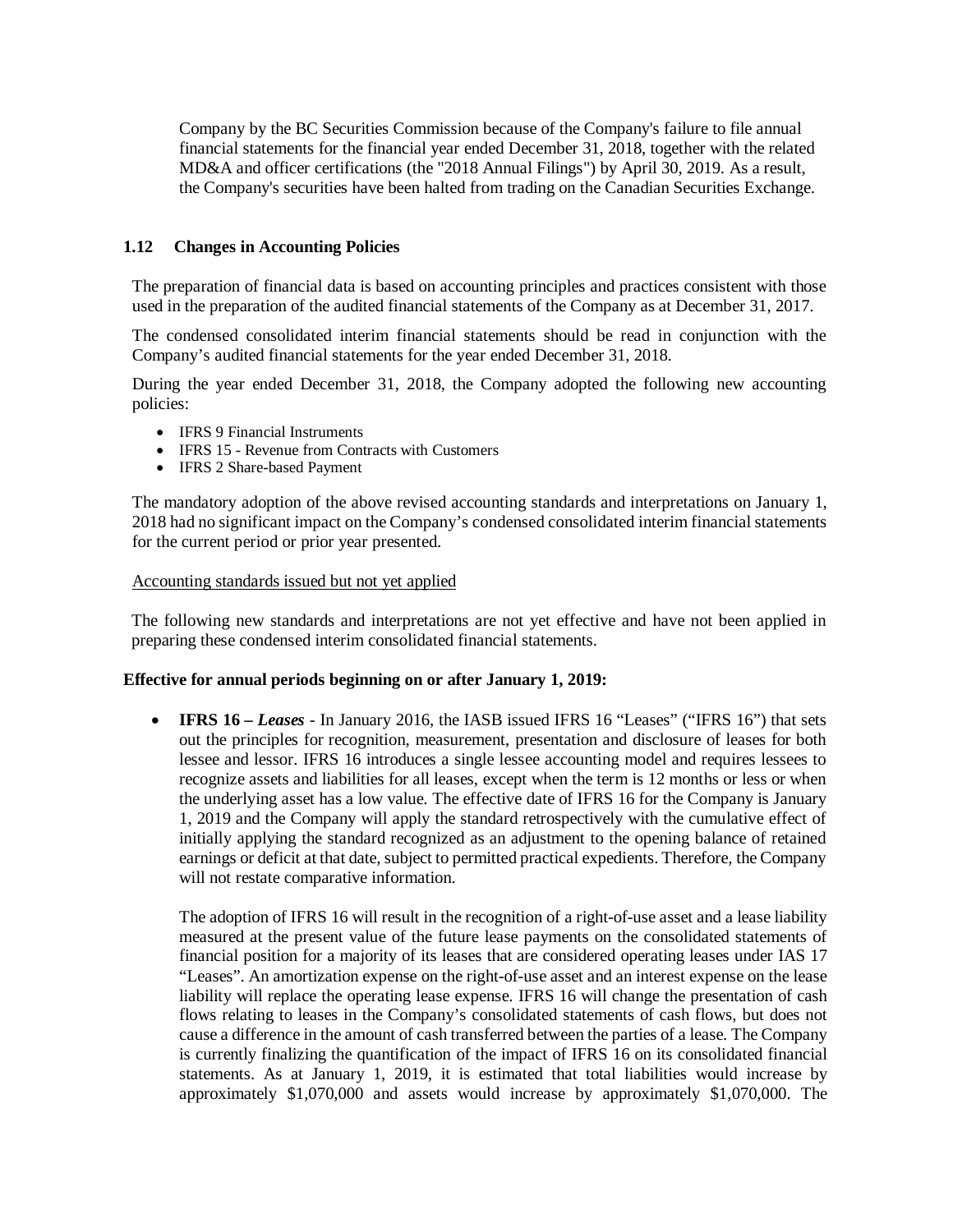Company by the BC Securities Commission because of the Company's failure to file annual financial statements for the financial year ended December 31, 2018, together with the related MD&A and officer certifications (the "2018 Annual Filings") by April 30, 2019. As a result, the Company's securities have been halted from trading on the Canadian Securities Exchange.

### 1.12 Changes in Accounting Policies

The preparation of financial data is based on accounting principles and practices consistent with those used in the preparation of the audited financial statements of the Company as at December 31, 2017.

The condensed consolidated interim financial statements should be read in conjunction with the Company's audited financial statements for the year ended December 31, 2018.

During the year ended December 31, 2018, the Company adopted the following new accounting policies:

- IFRS 9 Financial Instruments
- IFRS 15 - Revenue from Contracts with Customers
- IFRS 2 Share-based Payment

The mandatory adoption of the above revised accounting standards and interpretations on January 1, 2018 had no significant impact on the Company's condensed consolidated interim financial statements for the current period or prior year presented.

Accounting standards issued but not yet applied

The following new standards and interpretations are not yet effective and have not been applied in preparing these condensed interim consolidated financial statements.

**Effective for annual periods beginning on or after January 1, 2019:**

- **IFRS 16 – *Leases*** - In January 2016, the IASB issued IFRS 16 "Leases" ("IFRS 16") that sets out the principles for recognition, measurement, presentation and disclosure of leases for both lessee and lessor. IFRS 16 introduces a single lessee accounting model and requires lessees to recognize assets and liabilities for all leases, except when the term is 12 months or less or when the underlying asset has a low value. The effective date of IFRS 16 for the Company is January 1, 2019 and the Company will apply the standard retrospectively with the cumulative effect of initially applying the standard recognized as an adjustment to the opening balance of retained earnings or deficit at that date, subject to permitted practical expedients. Therefore, the Company will not restate comparative information.

  The adoption of IFRS 16 will result in the recognition of a right-of-use asset and a lease liability measured at the present value of the future lease payments on the consolidated statements of financial position for a majority of its leases that are considered operating leases under IAS 17 "Leases". An amortization expense on the right-of-use asset and an interest expense on the lease liability will replace the operating lease expense. IFRS 16 will change the presentation of cash flows relating to leases in the Company's consolidated statements of cash flows, but does not cause a difference in the amount of cash transferred between the parties of a lease. The Company is currently finalizing the quantification of the impact of IFRS 16 on its consolidated financial statements. As at January 1, 2019, it is estimated that total liabilities would increase by approximately $1,070,000 and assets would increase by approximately $1,070,000. The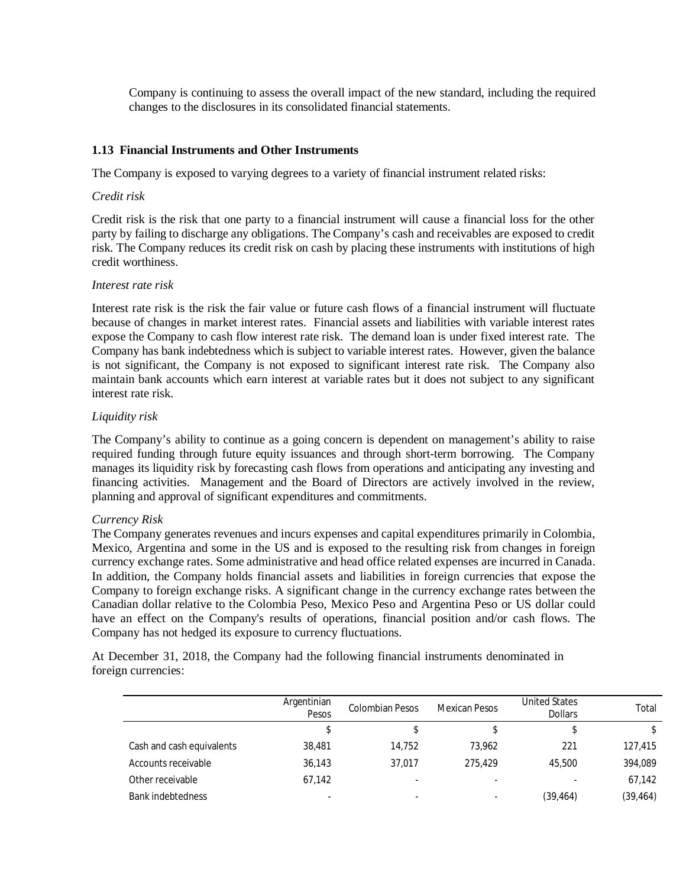Company is continuing to assess the overall impact of the new standard, including the required changes to the disclosures in its consolidated financial statements.

### 1.13 Financial Instruments and Other Instruments

The Company is exposed to varying degrees to a variety of financial instrument related risks:

*Credit risk*

Credit risk is the risk that one party to a financial instrument will cause a financial loss for the other party by failing to discharge any obligations. The Company's cash and receivables are exposed to credit risk. The Company reduces its credit risk on cash by placing these instruments with institutions of high credit worthiness.

*Interest rate risk*

Interest rate risk is the risk the fair value or future cash flows of a financial instrument will fluctuate because of changes in market interest rates. Financial assets and liabilities with variable interest rates expose the Company to cash flow interest rate risk. The demand loan is under fixed interest rate. The Company has bank indebtedness which is subject to variable interest rates. However, given the balance is not significant, the Company is not exposed to significant interest rate risk. The Company also maintain bank accounts which earn interest at variable rates but it does not subject to any significant interest rate risk.

*Liquidity risk*

The Company's ability to continue as a going concern is dependent on management's ability to raise required funding through future equity issuances and through short-term borrowing. The Company manages its liquidity risk by forecasting cash flows from operations and anticipating any investing and financing activities. Management and the Board of Directors are actively involved in the review, planning and approval of significant expenditures and commitments.

*Currency Risk*

The Company generates revenues and incurs expenses and capital expenditures primarily in Colombia, Mexico, Argentina and some in the US and is exposed to the resulting risk from changes in foreign currency exchange rates. Some administrative and head office related expenses are incurred in Canada. In addition, the Company holds financial assets and liabilities in foreign currencies that expose the Company to foreign exchange risks. A significant change in the currency exchange rates between the Canadian dollar relative to the Colombia Peso, Mexico Peso and Argentina Peso or US dollar could have an effect on the Company's results of operations, financial position and/or cash flows. The Company has not hedged its exposure to currency fluctuations.

At December 31, 2018, the Company had the following financial instruments denominated in foreign currencies:

| | Argentinian Pesos | Colombian Pesos | Mexican Pesos | United States Dollars | Total |
|---|---|---|---|---|---|
| | $ | $ | $ | $ | $ |
| Cash and cash equivalents | 38,481 | 14,752 | 73,962 | 221 | 127,415 |
| Accounts receivable | 36,143 | 37,017 | 275,429 | 45,500 | 394,089 |
| Other receivable | 67,142 | - | - | - | 67,142 |
| Bank indebtedness | - | - | - | (39,464) | (39,464) |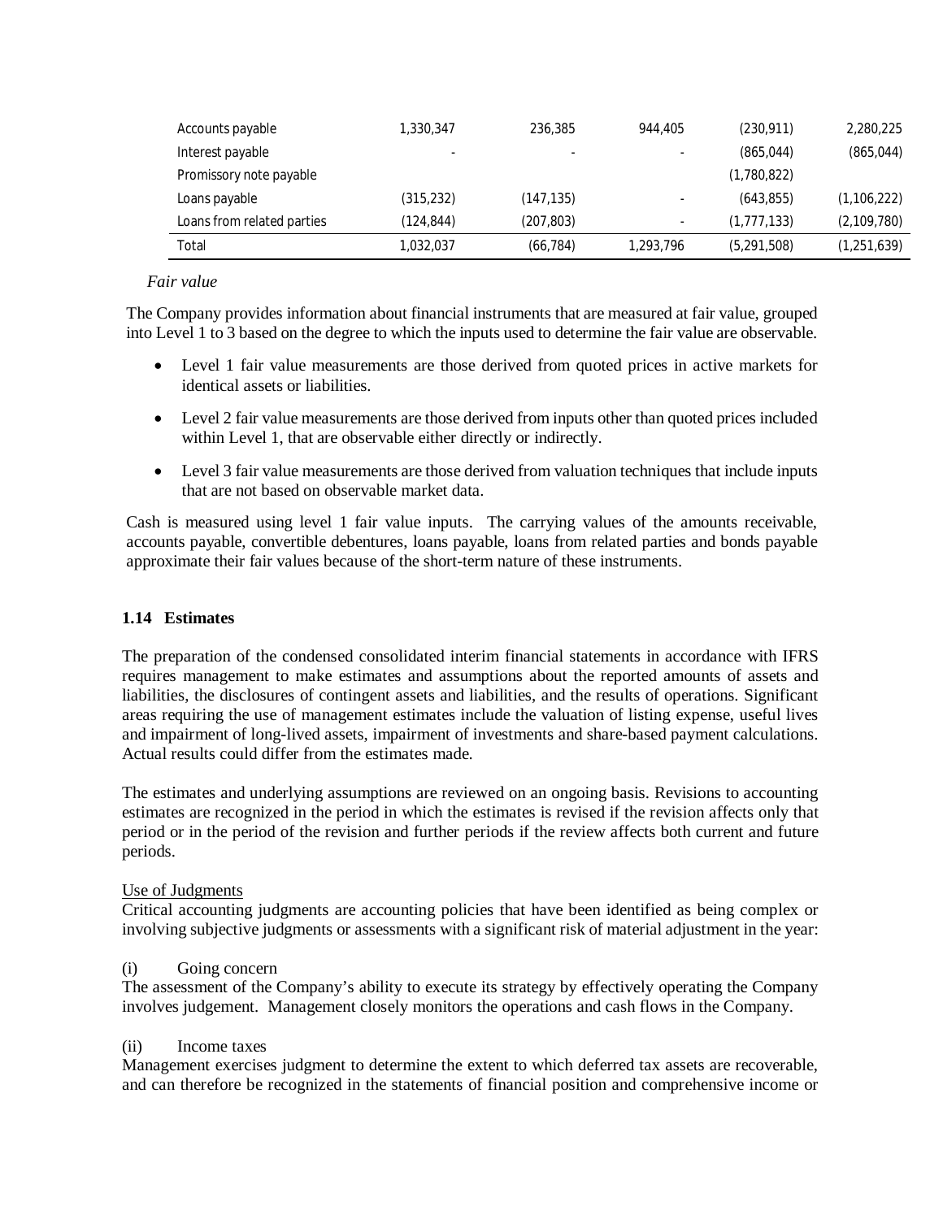| | | | | | |
|---|---|---|---|---|---|
| Accounts payable | 1,330,347 | 236,385 | 944,405 | (230,911) | 2,280,225 |
| Interest payable | - | - | - | (865,044) | (865,044) |
| Promissory note payable | | | | (1,780,822) | |
| Loans payable | (315,232) | (147,135) | - | (643,855) | (1,106,222) |
| Loans from related parties | (124,844) | (207,803) | - | (1,777,133) | (2,109,780) |
| Total | 1,032,037 | (66,784) | 1,293,796 | (5,291,508) | (1,251,639) |

*Fair value*

The Company provides information about financial instruments that are measured at fair value, grouped into Level 1 to 3 based on the degree to which the inputs used to determine the fair value are observable.

- Level 1 fair value measurements are those derived from quoted prices in active markets for identical assets or liabilities.
- Level 2 fair value measurements are those derived from inputs other than quoted prices included within Level 1, that are observable either directly or indirectly.
- Level 3 fair value measurements are those derived from valuation techniques that include inputs that are not based on observable market data.

Cash is measured using level 1 fair value inputs. The carrying values of the amounts receivable, accounts payable, convertible debentures, loans payable, loans from related parties and bonds payable approximate their fair values because of the short-term nature of these instruments.

### 1.14 Estimates

The preparation of the condensed consolidated interim financial statements in accordance with IFRS requires management to make estimates and assumptions about the reported amounts of assets and liabilities, the disclosures of contingent assets and liabilities, and the results of operations. Significant areas requiring the use of management estimates include the valuation of listing expense, useful lives and impairment of long-lived assets, impairment of investments and share-based payment calculations. Actual results could differ from the estimates made.

The estimates and underlying assumptions are reviewed on an ongoing basis. Revisions to accounting estimates are recognized in the period in which the estimates is revised if the revision affects only that period or in the period of the revision and further periods if the review affects both current and future periods.

Use of Judgments

Critical accounting judgments are accounting policies that have been identified as being complex or involving subjective judgments or assessments with a significant risk of material adjustment in the year:

(i) Going concern

The assessment of the Company's ability to execute its strategy by effectively operating the Company involves judgement. Management closely monitors the operations and cash flows in the Company.

(ii) Income taxes

Management exercises judgment to determine the extent to which deferred tax assets are recoverable, and can therefore be recognized in the statements of financial position and comprehensive income or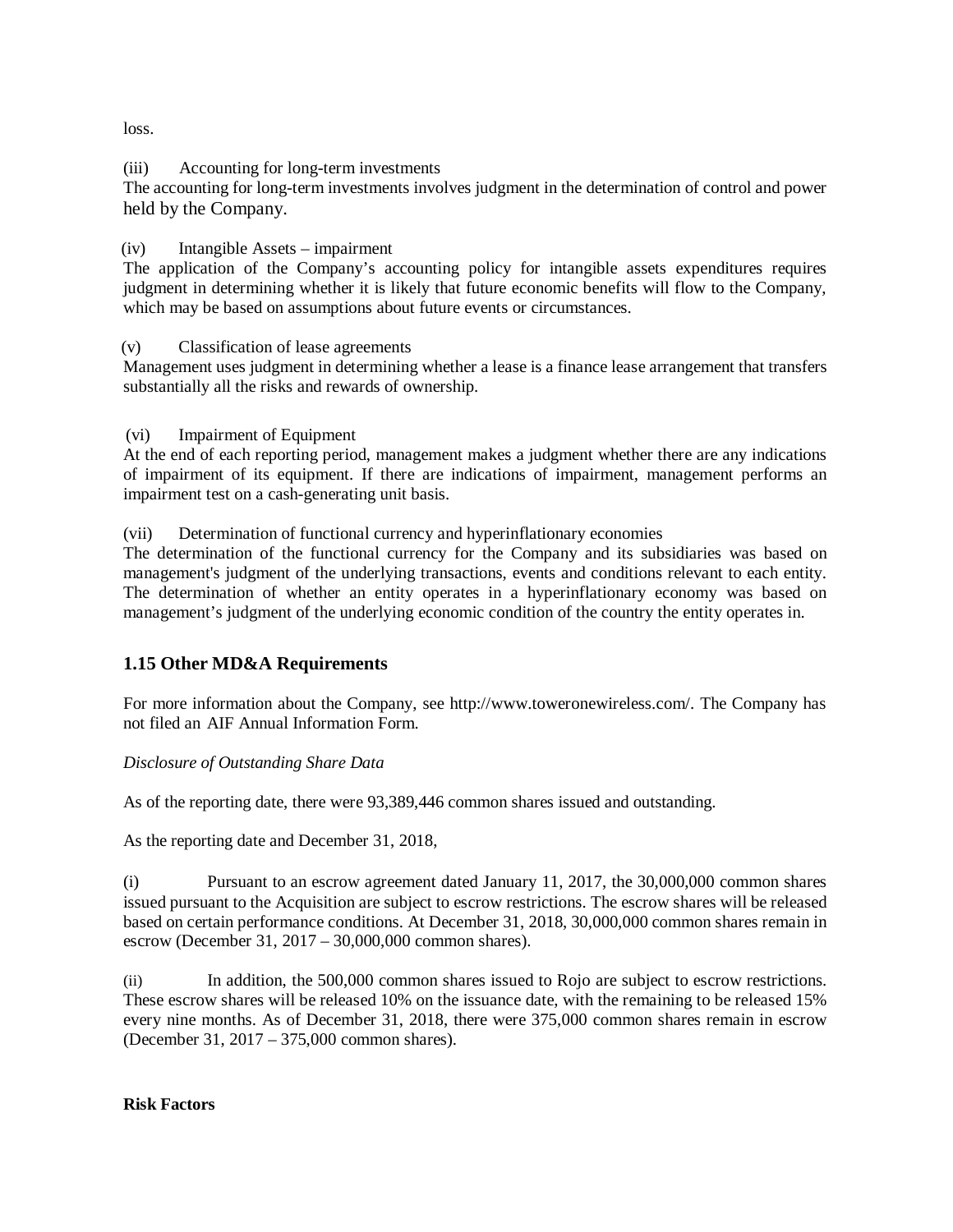loss.

(iii) Accounting for long-term investments

The accounting for long-term investments involves judgment in the determination of control and power held by the Company.

(iv) Intangible Assets – impairment

The application of the Company's accounting policy for intangible assets expenditures requires judgment in determining whether it is likely that future economic benefits will flow to the Company, which may be based on assumptions about future events or circumstances.

(v) Classification of lease agreements

Management uses judgment in determining whether a lease is a finance lease arrangement that transfers substantially all the risks and rewards of ownership.

(vi) Impairment of Equipment

At the end of each reporting period, management makes a judgment whether there are any indications of impairment of its equipment. If there are indications of impairment, management performs an impairment test on a cash-generating unit basis.

(vii) Determination of functional currency and hyperinflationary economies

The determination of the functional currency for the Company and its subsidiaries was based on management's judgment of the underlying transactions, events and conditions relevant to each entity. The determination of whether an entity operates in a hyperinflationary economy was based on management's judgment of the underlying economic condition of the country the entity operates in.

## 1.15 Other MD&A Requirements

For more information about the Company, see http://www.toweronewireless.com/. The Company has not filed an AIF Annual Information Form.

*Disclosure of Outstanding Share Data*

As of the reporting date, there were 93,389,446 common shares issued and outstanding.

As the reporting date and December 31, 2018,

(i) Pursuant to an escrow agreement dated January 11, 2017, the 30,000,000 common shares issued pursuant to the Acquisition are subject to escrow restrictions. The escrow shares will be released based on certain performance conditions. At December 31, 2018, 30,000,000 common shares remain in escrow (December 31, 2017 – 30,000,000 common shares).

(ii) In addition, the 500,000 common shares issued to Rojo are subject to escrow restrictions. These escrow shares will be released 10% on the issuance date, with the remaining to be released 15% every nine months. As of December 31, 2018, there were 375,000 common shares remain in escrow (December 31, 2017 – 375,000 common shares).

**Risk Factors**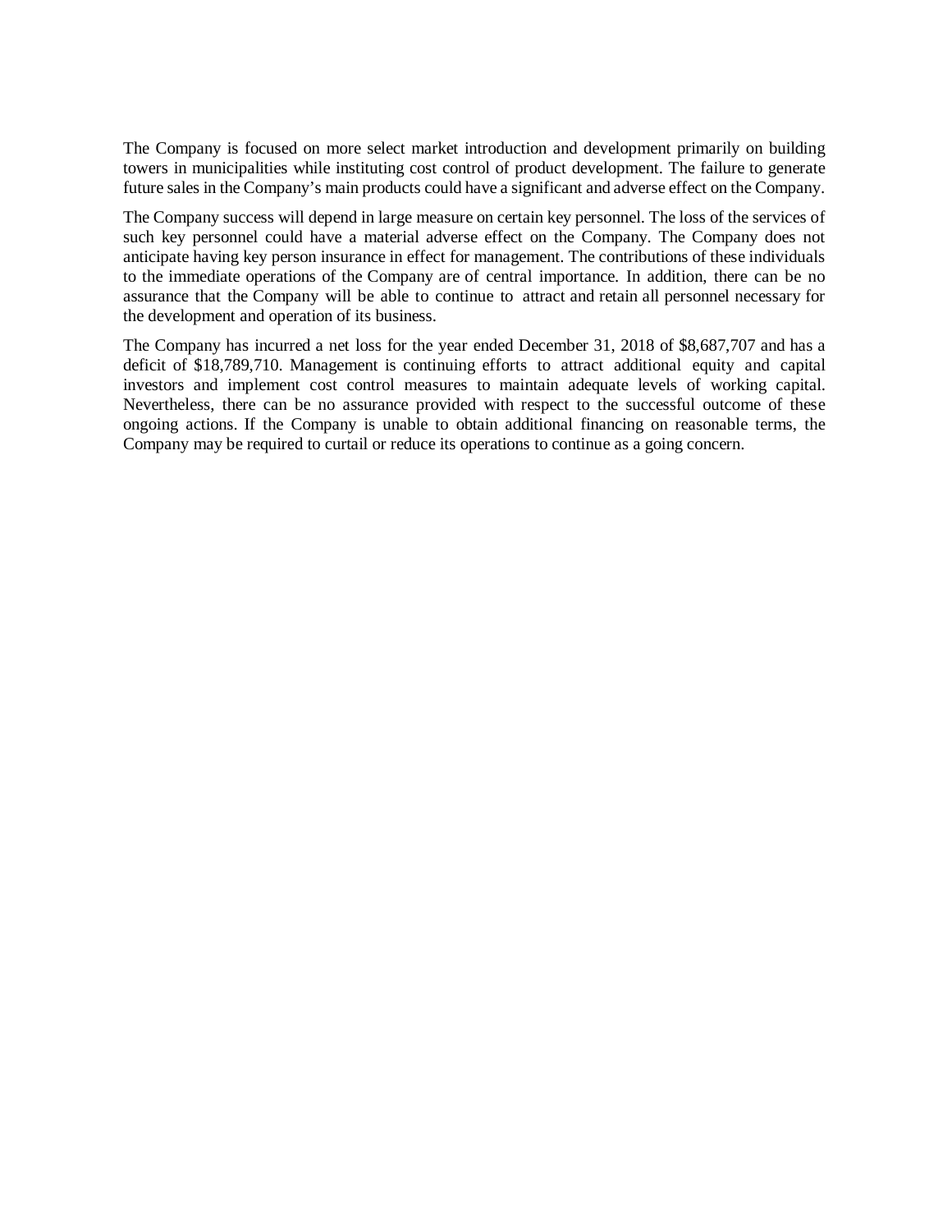The Company is focused on more select market introduction and development primarily on building towers in municipalities while instituting cost control of product development. The failure to generate future sales in the Company's main products could have a significant and adverse effect on the Company.

The Company success will depend in large measure on certain key personnel. The loss of the services of such key personnel could have a material adverse effect on the Company. The Company does not anticipate having key person insurance in effect for management. The contributions of these individuals to the immediate operations of the Company are of central importance. In addition, there can be no assurance that the Company will be able to continue to attract and retain all personnel necessary for the development and operation of its business.

The Company has incurred a net loss for the year ended December 31, 2018 of $8,687,707 and has a deficit of $18,789,710. Management is continuing efforts to attract additional equity and capital investors and implement cost control measures to maintain adequate levels of working capital. Nevertheless, there can be no assurance provided with respect to the successful outcome of these ongoing actions. If the Company is unable to obtain additional financing on reasonable terms, the Company may be required to curtail or reduce its operations to continue as a going concern.